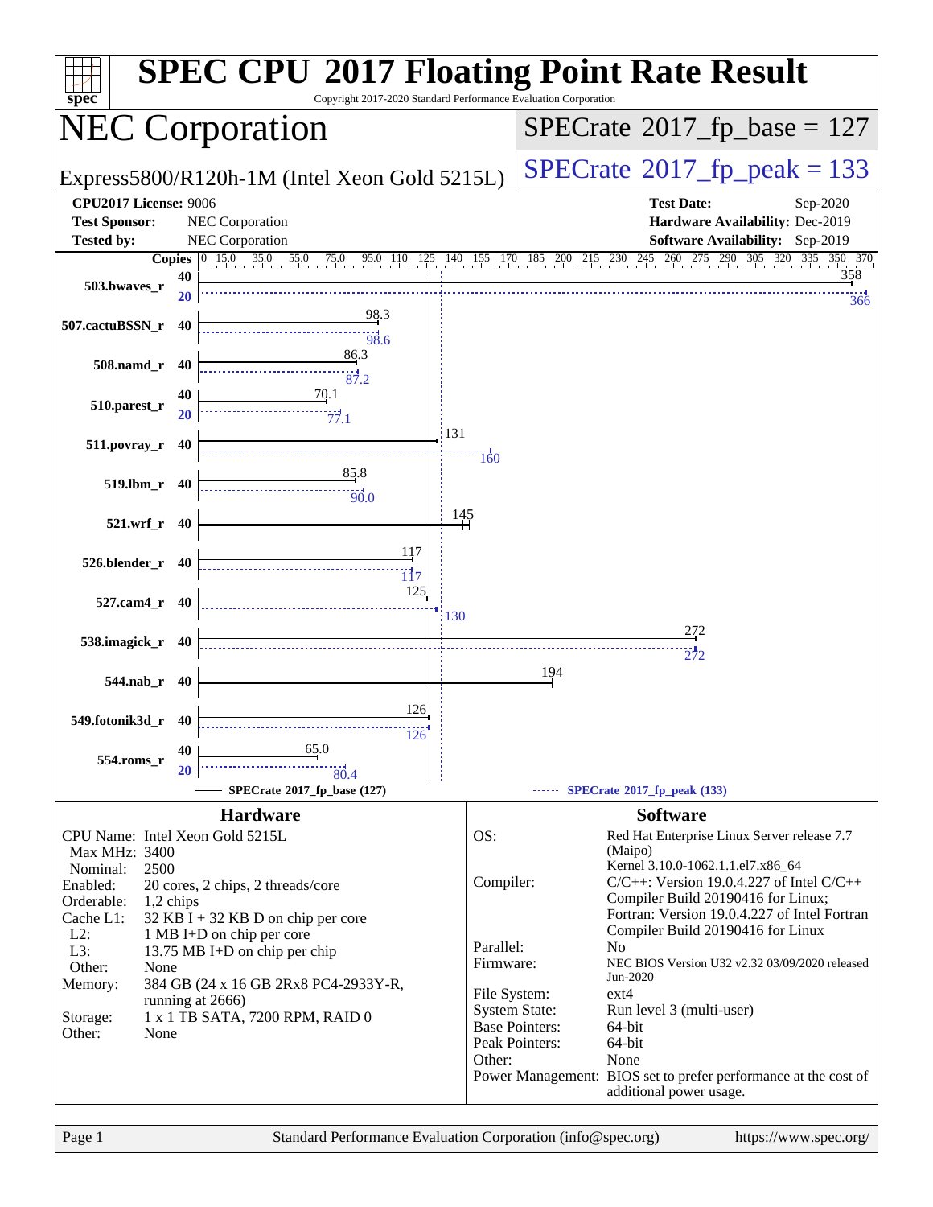# SPEC CPU 2017 Floating Point Rate Result

Copyright 2017-2020 Standard Performance Evaluation Corporation

## NEC Corporation

Express5800/R120h-1M (Intel Xeon Gold 5215L)

SPECrate 2017_fp_base = 127

SPECrate 2017_fp_peak = 133

**CPU2017 License:** 9006
**Test Sponsor:** NEC Corporation
**Tested by:** NEC Corporation

**Test Date:** Sep-2020
**Hardware Availability:** Dec-2019
**Software Availability:** Sep-2019

| Benchmark | Copies | Base | Peak Copies | Peak |
|---|---|---|---|---|
| 503.bwaves_r | 40 | 358 | 20 | 366 |
| 507.cactuBSSN_r | 40 | 98.3 | 40 | 98.6 |
| 508.namd_r | 40 | 86.3 | 40 | 87.2 |
| 510.parest_r | 40 | 70.1 | 20 | 77.1 |
| 511.povray_r | 40 | 131 | 40 | 160 |
| 519.lbm_r | 40 | 85.8 | 40 | 90.0 |
| 521.wrf_r | 40 | 145 | 40 | |
| 526.blender_r | 40 | 117 | 40 | 117 |
| 527.cam4_r | 40 | 125 | 40 | 130 |
| 538.imagick_r | 40 | 272 | 40 | 272 |
| 544.nab_r | 40 | 194 | 40 | |
| 549.fotonik3d_r | 40 | 126 | 40 | 126 |
| 554.roms_r | 40 | 65.0 | 20 | 80.4 |

SPECrate 2017_fp_base (127) — SPECrate 2017_fp_peak (133)

## Hardware

CPU Name: Intel Xeon Gold 5215L
Max MHz: 3400
Nominal: 2500
Enabled: 20 cores, 2 chips, 2 threads/core
Orderable: 1,2 chips
Cache L1: 32 KB I + 32 KB D on chip per core
L2: 1 MB I+D on chip per core
L3: 13.75 MB I+D on chip per chip
Other: None
Memory: 384 GB (24 x 16 GB 2Rx8 PC4-2933Y-R, running at 2666)
Storage: 1 x 1 TB SATA, 7200 RPM, RAID 0
Other: None

## Software

OS: Red Hat Enterprise Linux Server release 7.7 (Maipo) Kernel 3.10.0-1062.1.1.el7.x86_64
Compiler: C/C++: Version 19.0.4.227 of Intel C/C++ Compiler Build 20190416 for Linux; Fortran: Version 19.0.4.227 of Intel Fortran Compiler Build 20190416 for Linux
Parallel: No
Firmware: NEC BIOS Version U32 v2.32 03/09/2020 released Jun-2020
File System: ext4
System State: Run level 3 (multi-user)
Base Pointers: 64-bit
Peak Pointers: 64-bit
Other: None
Power Management: BIOS set to prefer performance at the cost of additional power usage.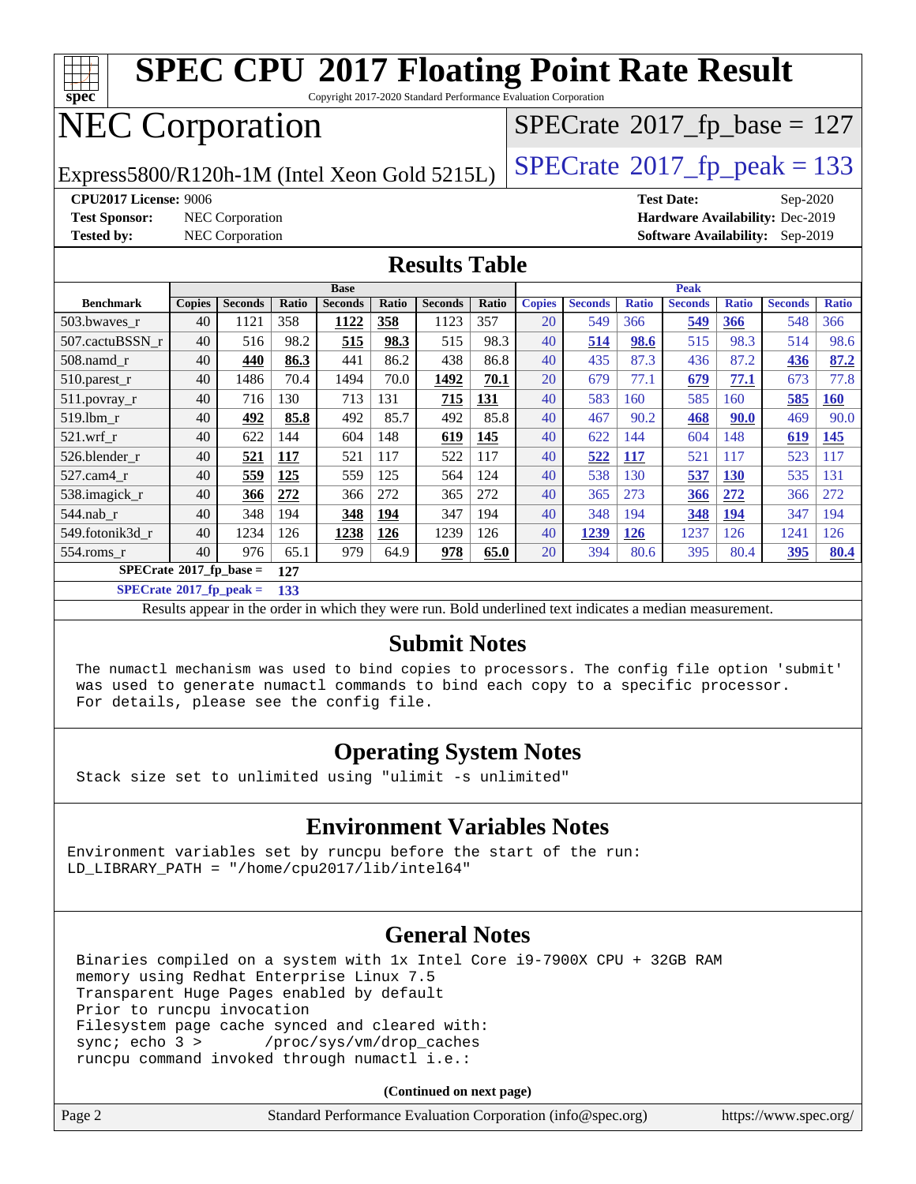# SPEC CPU 2017 Floating Point Rate Result

Copyright 2017-2020 Standard Performance Evaluation Corporation

# NEC Corporation

Express5800/R120h-1M (Intel Xeon Gold 5215L)

SPECrate 2017_fp_base = 127

SPECrate 2017_fp_peak = 133

**CPU2017 License:** 9006
**Test Sponsor:** NEC Corporation
**Tested by:** NEC Corporation

**Test Date:** Sep-2020
**Hardware Availability:** Dec-2019
**Software Availability:** Sep-2019

## Results Table

| Benchmark | Base | | | | | | | Peak | | | | | | |
|---|---|---|---|---|---|---|---|---|---|---|---|---|---|---|
| | Copies | Seconds | Ratio | Seconds | Ratio | Seconds | Ratio | Copies | Seconds | Ratio | Seconds | Ratio | Seconds | Ratio |
| 503.bwaves_r | 40 | 1121 | 358 | **1122** | **358** | 1123 | 357 | 20 | 549 | 366 | **549** | **366** | 548 | 366 |
| 507.cactuBSSN_r | 40 | 516 | 98.2 | **515** | **98.3** | 515 | 98.3 | 40 | **514** | **98.6** | 515 | 98.3 | 514 | 98.6 |
| 508.namd_r | 40 | **440** | **86.3** | 441 | 86.2 | 438 | 86.8 | 40 | 435 | 87.3 | 436 | 87.2 | **436** | **87.2** |
| 510.parest_r | 40 | 1486 | 70.4 | 1494 | 70.0 | **1492** | **70.1** | 20 | 679 | 77.1 | **679** | **77.1** | 673 | 77.8 |
| 511.povray_r | 40 | 716 | 130 | 713 | 131 | **715** | **131** | 40 | 583 | 160 | 585 | 160 | **585** | **160** |
| 519.lbm_r | 40 | **492** | **85.8** | 492 | 85.7 | 492 | 85.8 | 40 | 467 | 90.2 | **468** | **90.0** | 469 | 90.0 |
| 521.wrf_r | 40 | 622 | 144 | 604 | 148 | **619** | **145** | 40 | 622 | 144 | 604 | 148 | **619** | **145** |
| 526.blender_r | 40 | **521** | **117** | 521 | 117 | 522 | 117 | 40 | **522** | **117** | 521 | 117 | 523 | 117 |
| 527.cam4_r | 40 | **559** | **125** | 559 | 125 | 564 | 124 | 40 | 538 | 130 | **537** | **130** | 535 | 131 |
| 538.imagick_r | 40 | **366** | **272** | 366 | 272 | 365 | 272 | 40 | 365 | 273 | **366** | **272** | 366 | 272 |
| 544.nab_r | 40 | 348 | 194 | **348** | **194** | 347 | 194 | 40 | 348 | 194 | **348** | **194** | 347 | 194 |
| 549.fotonik3d_r | 40 | 1234 | 126 | **1238** | **126** | 1239 | 126 | 40 | **1239** | **126** | 1237 | 126 | 1241 | 126 |
| 554.roms_r | 40 | 976 | 65.1 | 979 | 64.9 | **978** | **65.0** | 20 | 394 | 80.6 | 395 | 80.4 | **395** | **80.4** |

**SPECrate 2017_fp_base = 127**

**SPECrate 2017_fp_peak = 133**

Results appear in the order in which they were run. Bold underlined text indicates a median measurement.

## Submit Notes

The numactl mechanism was used to bind copies to processors. The config file option 'submit' was used to generate numactl commands to bind each copy to a specific processor. For details, please see the config file.

## Operating System Notes

Stack size set to unlimited using "ulimit -s unlimited"

## Environment Variables Notes

Environment variables set by runcpu before the start of the run:
LD_LIBRARY_PATH = "/home/cpu2017/lib/intel64"

## General Notes

Binaries compiled on a system with 1x Intel Core i9-7900X CPU + 32GB RAM memory using Redhat Enterprise Linux 7.5
Transparent Huge Pages enabled by default
Prior to runcpu invocation
Filesystem page cache synced and cleared with:
sync; echo 3 > /proc/sys/vm/drop_caches
runcpu command invoked through numactl i.e.:

**(Continued on next page)**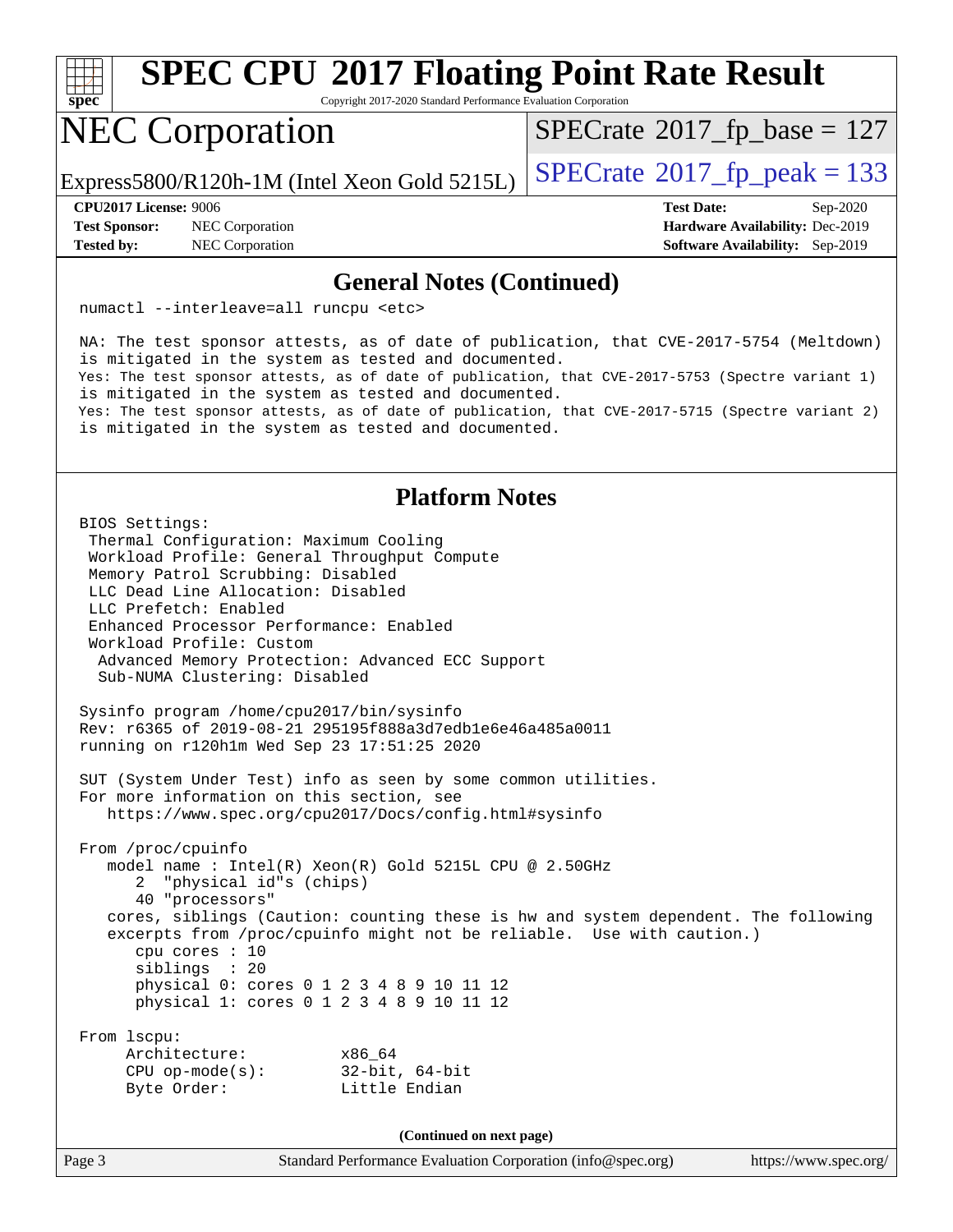## General Notes (Continued)

```
numactl --interleave=all runcpu <etc>

NA: The test sponsor attests, as of date of publication, that CVE-2017-5754 (Meltdown)
is mitigated in the system as tested and documented.
Yes: The test sponsor attests, as of date of publication, that CVE-2017-5753 (Spectre variant 1)
is mitigated in the system as tested and documented.
Yes: The test sponsor attests, as of date of publication, that CVE-2017-5715 (Spectre variant 2)
is mitigated in the system as tested and documented.
```

## Platform Notes

```
BIOS Settings:
 Thermal Configuration: Maximum Cooling
 Workload Profile: General Throughput Compute
 Memory Patrol Scrubbing: Disabled
 LLC Dead Line Allocation: Disabled
 LLC Prefetch: Enabled
 Enhanced Processor Performance: Enabled
 Workload Profile: Custom
  Advanced Memory Protection: Advanced ECC Support
  Sub-NUMA Clustering: Disabled

Sysinfo program /home/cpu2017/bin/sysinfo
Rev: r6365 of 2019-08-21 295195f888a3d7edb1e6e46a485a0011
running on r120h1m Wed Sep 23 17:51:25 2020

SUT (System Under Test) info as seen by some common utilities.
For more information on this section, see
   https://www.spec.org/cpu2017/Docs/config.html#sysinfo

From /proc/cpuinfo
   model name : Intel(R) Xeon(R) Gold 5215L CPU @ 2.50GHz
      2  "physical id"s (chips)
      40 "processors"
   cores, siblings (Caution: counting these is hw and system dependent. The following
   excerpts from /proc/cpuinfo might not be reliable.  Use with caution.)
      cpu cores : 10
      siblings  : 20
      physical 0: cores 0 1 2 3 4 8 9 10 11 12
      physical 1: cores 0 1 2 3 4 8 9 10 11 12

From lscpu:
     Architecture:          x86_64
     CPU op-mode(s):        32-bit, 64-bit
     Byte Order:            Little Endian
```

(Continued on next page)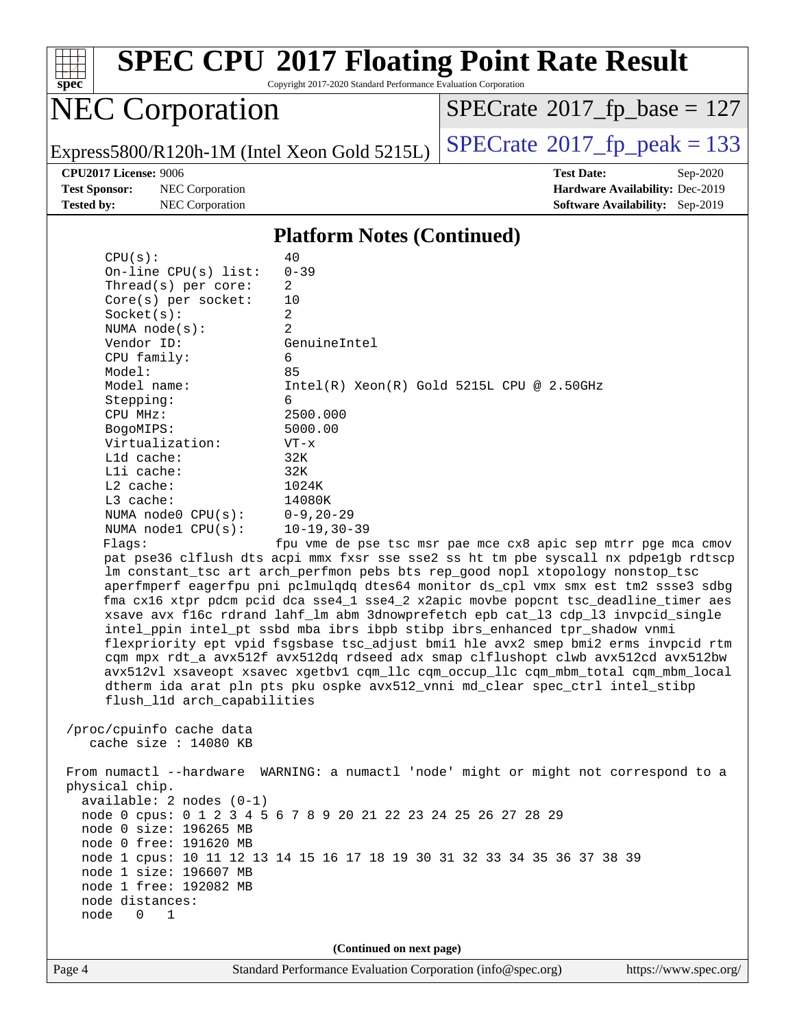## Platform Notes (Continued)

```
CPU(s):                40
On-line CPU(s) list:   0-39
Thread(s) per core:    2
Core(s) per socket:    10
Socket(s):             2
NUMA node(s):          2
Vendor ID:             GenuineIntel
CPU family:            6
Model:                 85
Model name:            Intel(R) Xeon(R) Gold 5215L CPU @ 2.50GHz
Stepping:              6
CPU MHz:               2500.000
BogoMIPS:              5000.00
Virtualization:        VT-x
L1d cache:             32K
L1i cache:             32K
L2 cache:              1024K
L3 cache:              14080K
NUMA node0 CPU(s):     0-9,20-29
NUMA node1 CPU(s):     10-19,30-39
Flags:                 fpu vme de pse tsc msr pae mce cx8 apic sep mtrr pge mca cmov
pat pse36 clflush dts acpi mmx fxsr sse sse2 ss ht tm pbe syscall nx pdpe1gb rdtscp
lm constant_tsc art arch_perfmon pebs bts rep_good nopl xtopology nonstop_tsc
aperfmperf eagerfpu pni pclmulqdq dtes64 monitor ds_cpl vmx smx est tm2 ssse3 sdbg
fma cx16 xtpr pdcm pcid dca sse4_1 sse4_2 x2apic movbe popcnt tsc_deadline_timer aes
xsave avx f16c rdrand lahf_lm abm 3dnowprefetch epb cat_l3 cdp_l3 invpcid_single
intel_ppin intel_pt ssbd mba ibrs ibpb stibp ibrs_enhanced tpr_shadow vnmi
flexpriority ept vpid fsgsbase tsc_adjust bmi1 hle avx2 smep bmi2 erms invpcid rtm
cqm mpx rdt_a avx512f avx512dq rdseed adx smap clflushopt clwb avx512cd avx512bw
avx512vl xsaveopt xsavec xgetbv1 cqm_llc cqm_occup_llc cqm_mbm_total cqm_mbm_local
dtherm ida arat pln pts pku ospke avx512_vnni md_clear spec_ctrl intel_stibp
flush_l1d arch_capabilities

/proc/cpuinfo cache data
   cache size : 14080 KB

From numactl --hardware  WARNING: a numactl 'node' might or might not correspond to a
physical chip.
  available: 2 nodes (0-1)
  node 0 cpus: 0 1 2 3 4 5 6 7 8 9 20 21 22 23 24 25 26 27 28 29
  node 0 size: 196265 MB
  node 0 free: 191620 MB
  node 1 cpus: 10 11 12 13 14 15 16 17 18 19 30 31 32 33 34 35 36 37 38 39
  node 1 size: 196607 MB
  node 1 free: 192082 MB
  node distances:
  node   0   1
```

(Continued on next page)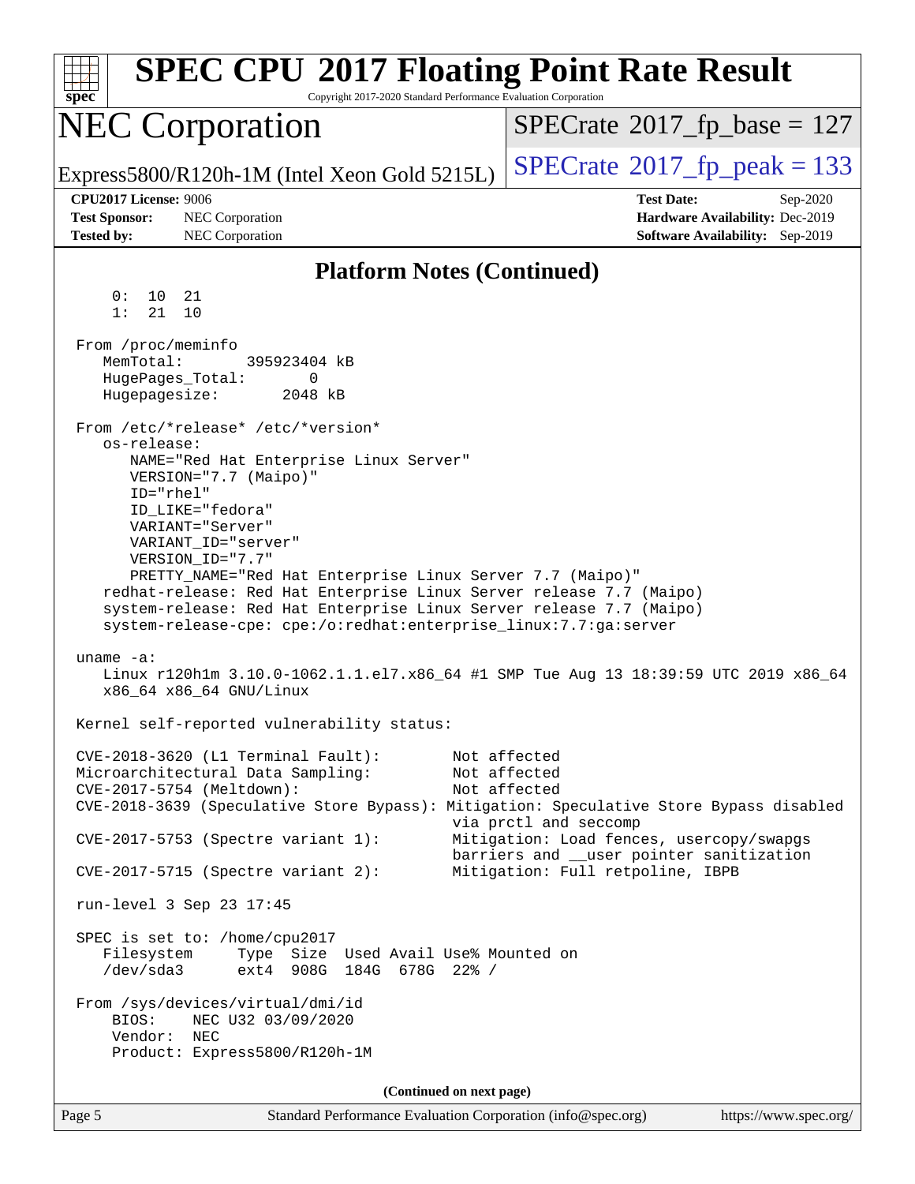## Platform Notes (Continued)

```
     0:  10  21
     1:  21  10

 From /proc/meminfo
    MemTotal:       395923404 kB
    HugePages_Total:       0
    Hugepagesize:       2048 kB

 From /etc/*release* /etc/*version*
    os-release:
       NAME="Red Hat Enterprise Linux Server"
       VERSION="7.7 (Maipo)"
       ID="rhel"
       ID_LIKE="fedora"
       VARIANT="Server"
       VARIANT_ID="server"
       VERSION_ID="7.7"
       PRETTY_NAME="Red Hat Enterprise Linux Server 7.7 (Maipo)"
    redhat-release: Red Hat Enterprise Linux Server release 7.7 (Maipo)
    system-release: Red Hat Enterprise Linux Server release 7.7 (Maipo)
    system-release-cpe: cpe:/o:redhat:enterprise_linux:7.7:ga:server

 uname -a:
    Linux r120h1m 3.10.0-1062.1.1.el7.x86_64 #1 SMP Tue Aug 13 18:39:59 UTC 2019 x86_64
    x86_64 x86_64 GNU/Linux

 Kernel self-reported vulnerability status:

 CVE-2018-3620 (L1 Terminal Fault):        Not affected
 Microarchitectural Data Sampling:         Not affected
 CVE-2017-5754 (Meltdown):                 Not affected
 CVE-2018-3639 (Speculative Store Bypass): Mitigation: Speculative Store Bypass disabled
                                           via prctl and seccomp
 CVE-2017-5753 (Spectre variant 1):        Mitigation: Load fences, usercopy/swapgs
                                           barriers and __user pointer sanitization
 CVE-2017-5715 (Spectre variant 2):        Mitigation: Full retpoline, IBPB

 run-level 3 Sep 23 17:45

 SPEC is set to: /home/cpu2017
    Filesystem     Type  Size  Used Avail Use% Mounted on
    /dev/sda3      ext4  908G  184G  678G  22% /

 From /sys/devices/virtual/dmi/id
     BIOS:    NEC U32 03/09/2020
     Vendor:  NEC
     Product: Express5800/R120h-1M
```

(Continued on next page)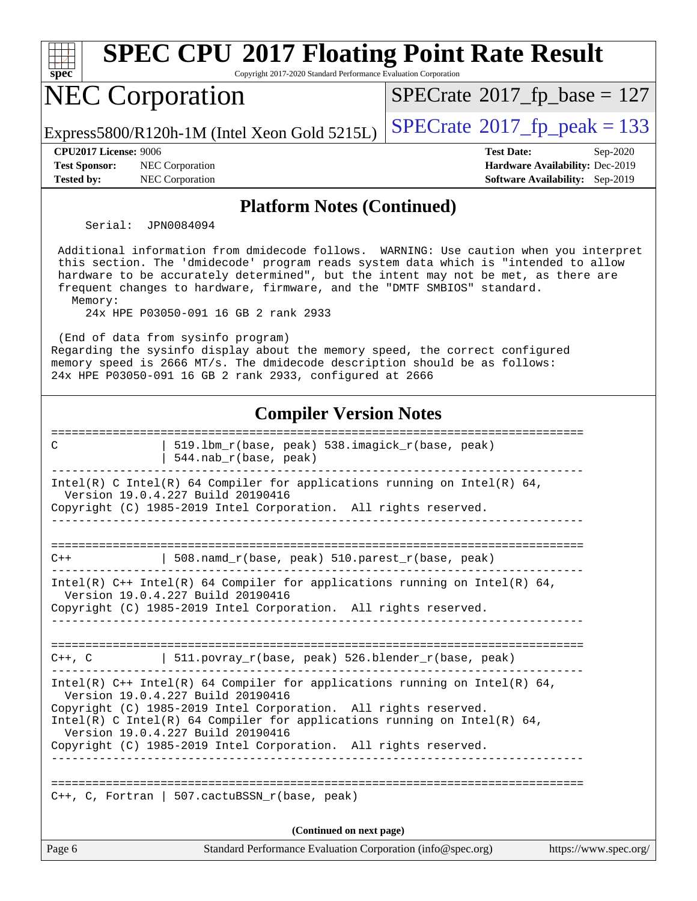## Platform Notes (Continued)

```
    Serial:  JPN0084094

 Additional information from dmidecode follows.  WARNING: Use caution when you interpret
 this section. The 'dmidecode' program reads system data which is "intended to allow
 hardware to be accurately determined", but the intent may not be met, as there are
 frequent changes to hardware, firmware, and the "DMTF SMBIOS" standard.
   Memory:
     24x HPE P03050-091 16 GB 2 rank 2933

 (End of data from sysinfo program)
Regarding the sysinfo display about the memory speed, the correct configured
memory speed is 2666 MT/s. The dmidecode description should be as follows:
24x HPE P03050-091 16 GB 2 rank 2933, configured at 2666
```

## Compiler Version Notes

```
==============================================================================
C               | 519.lbm_r(base, peak) 538.imagick_r(base, peak)
                | 544.nab_r(base, peak)
------------------------------------------------------------------------------
Intel(R) C Intel(R) 64 Compiler for applications running on Intel(R) 64,
  Version 19.0.4.227 Build 20190416
Copyright (C) 1985-2019 Intel Corporation.  All rights reserved.
------------------------------------------------------------------------------

==============================================================================
C++             | 508.namd_r(base, peak) 510.parest_r(base, peak)
------------------------------------------------------------------------------
Intel(R) C++ Intel(R) 64 Compiler for applications running on Intel(R) 64,
  Version 19.0.4.227 Build 20190416
Copyright (C) 1985-2019 Intel Corporation.  All rights reserved.
------------------------------------------------------------------------------

==============================================================================
C++, C          | 511.povray_r(base, peak) 526.blender_r(base, peak)
------------------------------------------------------------------------------
Intel(R) C++ Intel(R) 64 Compiler for applications running on Intel(R) 64,
  Version 19.0.4.227 Build 20190416
Copyright (C) 1985-2019 Intel Corporation.  All rights reserved.
Intel(R) C Intel(R) 64 Compiler for applications running on Intel(R) 64,
  Version 19.0.4.227 Build 20190416
Copyright (C) 1985-2019 Intel Corporation.  All rights reserved.
------------------------------------------------------------------------------

==============================================================================
C++, C, Fortran | 507.cactuBSSN_r(base, peak)
```

**(Continued on next page)**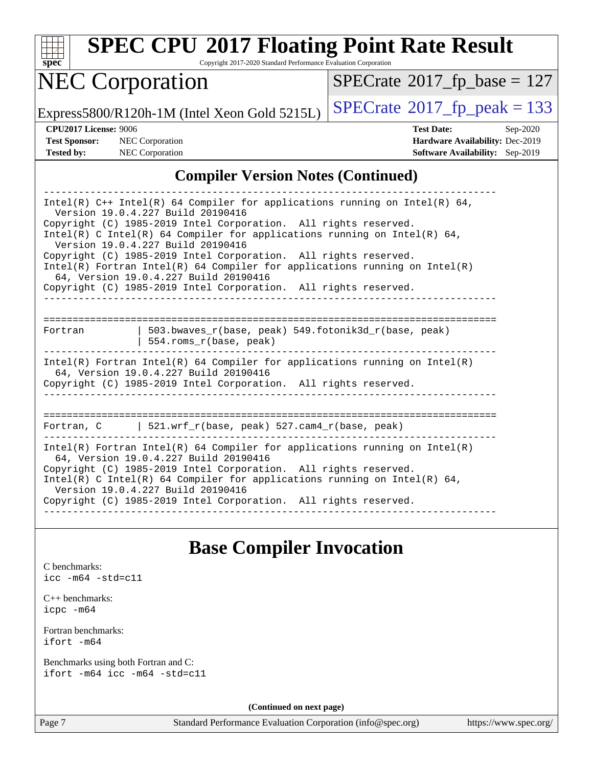## Compiler Version Notes (Continued)

```
------------------------------------------------------------------------------
Intel(R) C++ Intel(R) 64 Compiler for applications running on Intel(R) 64,
  Version 19.0.4.227 Build 20190416
Copyright (C) 1985-2019 Intel Corporation.  All rights reserved.
Intel(R) C Intel(R) 64 Compiler for applications running on Intel(R) 64,
  Version 19.0.4.227 Build 20190416
Copyright (C) 1985-2019 Intel Corporation.  All rights reserved.
Intel(R) Fortran Intel(R) 64 Compiler for applications running on Intel(R)
  64, Version 19.0.4.227 Build 20190416
Copyright (C) 1985-2019 Intel Corporation.  All rights reserved.
------------------------------------------------------------------------------

==============================================================================
Fortran         | 503.bwaves_r(base, peak) 549.fotonik3d_r(base, peak)
                | 554.roms_r(base, peak)
------------------------------------------------------------------------------
Intel(R) Fortran Intel(R) 64 Compiler for applications running on Intel(R)
  64, Version 19.0.4.227 Build 20190416
Copyright (C) 1985-2019 Intel Corporation.  All rights reserved.
------------------------------------------------------------------------------

==============================================================================
Fortran, C      | 521.wrf_r(base, peak) 527.cam4_r(base, peak)
------------------------------------------------------------------------------
Intel(R) Fortran Intel(R) 64 Compiler for applications running on Intel(R)
  64, Version 19.0.4.227 Build 20190416
Copyright (C) 1985-2019 Intel Corporation.  All rights reserved.
Intel(R) C Intel(R) 64 Compiler for applications running on Intel(R) 64,
  Version 19.0.4.227 Build 20190416
Copyright (C) 1985-2019 Intel Corporation.  All rights reserved.
------------------------------------------------------------------------------
```

## Base Compiler Invocation

C benchmarks:
`icc -m64 -std=c11`

C++ benchmarks:
`icpc -m64`

Fortran benchmarks:
`ifort -m64`

Benchmarks using both Fortran and C:
`ifort -m64 icc -m64 -std=c11`

**(Continued on next page)**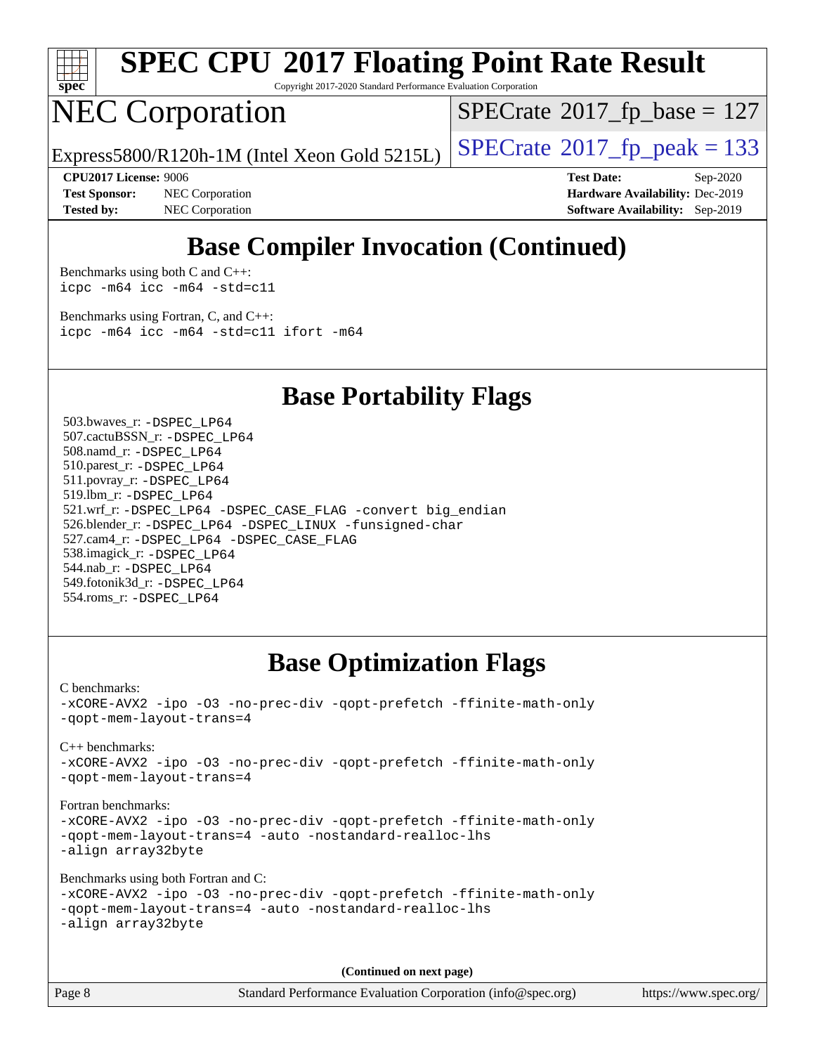# Base Compiler Invocation (Continued)

Benchmarks using both C and C++:
```
icpc -m64 icc -m64 -std=c11
```

Benchmarks using Fortran, C, and C++:
```
icpc -m64 icc -m64 -std=c11 ifort -m64
```

# Base Portability Flags

503.bwaves_r: `-DSPEC_LP64`
507.cactuBSSN_r: `-DSPEC_LP64`
508.namd_r: `-DSPEC_LP64`
510.parest_r: `-DSPEC_LP64`
511.povray_r: `-DSPEC_LP64`
519.lbm_r: `-DSPEC_LP64`
521.wrf_r: `-DSPEC_LP64 -DSPEC_CASE_FLAG -convert big_endian`
526.blender_r: `-DSPEC_LP64 -DSPEC_LINUX -funsigned-char`
527.cam4_r: `-DSPEC_LP64 -DSPEC_CASE_FLAG`
538.imagick_r: `-DSPEC_LP64`
544.nab_r: `-DSPEC_LP64`
549.fotonik3d_r: `-DSPEC_LP64`
554.roms_r: `-DSPEC_LP64`

# Base Optimization Flags

C benchmarks:
```
-xCORE-AVX2 -ipo -O3 -no-prec-div -qopt-prefetch -ffinite-math-only
-qopt-mem-layout-trans=4
```

C++ benchmarks:
```
-xCORE-AVX2 -ipo -O3 -no-prec-div -qopt-prefetch -ffinite-math-only
-qopt-mem-layout-trans=4
```

Fortran benchmarks:
```
-xCORE-AVX2 -ipo -O3 -no-prec-div -qopt-prefetch -ffinite-math-only
-qopt-mem-layout-trans=4 -auto -nostandard-realloc-lhs
-align array32byte
```

Benchmarks using both Fortran and C:
```
-xCORE-AVX2 -ipo -O3 -no-prec-div -qopt-prefetch -ffinite-math-only
-qopt-mem-layout-trans=4 -auto -nostandard-realloc-lhs
-align array32byte
```

**(Continued on next page)**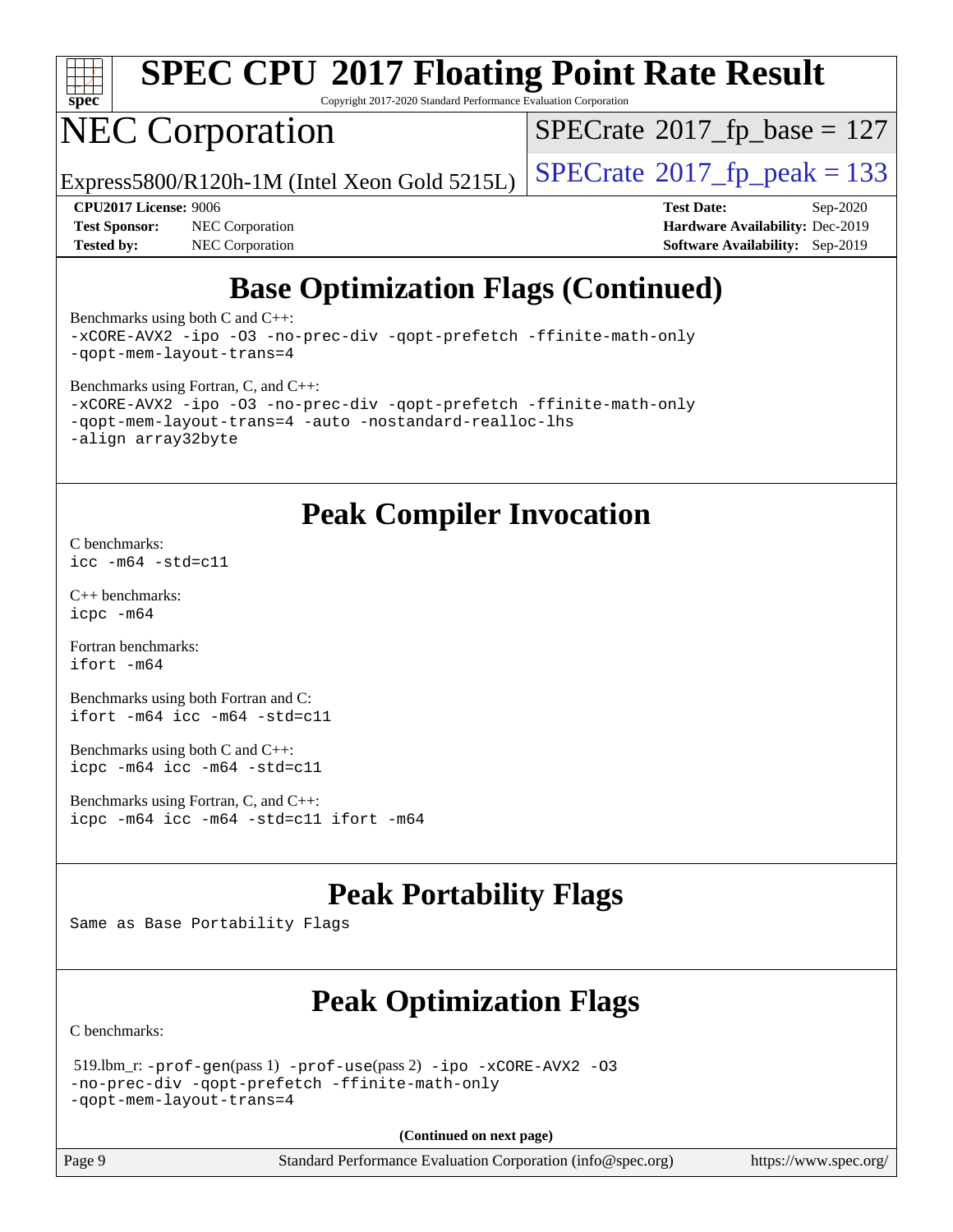# SPEC CPU 2017 Floating Point Rate Result

Copyright 2017-2020 Standard Performance Evaluation Corporation

# NEC Corporation

Express5800/R120h-1M (Intel Xeon Gold 5215L)

SPECrate 2017_fp_base = 127

SPECrate 2017_fp_peak = 133

**CPU2017 License:** 9006
**Test Sponsor:** NEC Corporation
**Tested by:** NEC Corporation

**Test Date:** Sep-2020
**Hardware Availability:** Dec-2019
**Software Availability:** Sep-2019

## Base Optimization Flags (Continued)

Benchmarks using both C and C++:

```
-xCORE-AVX2 -ipo -O3 -no-prec-div -qopt-prefetch -ffinite-math-only
-qopt-mem-layout-trans=4
```

Benchmarks using Fortran, C, and C++:

```
-xCORE-AVX2 -ipo -O3 -no-prec-div -qopt-prefetch -ffinite-math-only
-qopt-mem-layout-trans=4 -auto -nostandard-realloc-lhs
-align array32byte
```

## Peak Compiler Invocation

C benchmarks:

```
icc -m64 -std=c11
```

C++ benchmarks:

```
icpc -m64
```

Fortran benchmarks:

```
ifort -m64
```

Benchmarks using both Fortran and C:

```
ifort -m64 icc -m64 -std=c11
```

Benchmarks using both C and C++:

```
icpc -m64 icc -m64 -std=c11
```

Benchmarks using Fortran, C, and C++:

```
icpc -m64 icc -m64 -std=c11 ifort -m64
```

## Peak Portability Flags

Same as Base Portability Flags

## Peak Optimization Flags

C benchmarks:

519.lbm_r: `-prof-gen`(pass 1) `-prof-use`(pass 2) `-ipo -xCORE-AVX2 -O3 -no-prec-div -qopt-prefetch -ffinite-math-only -qopt-mem-layout-trans=4`

**(Continued on next page)**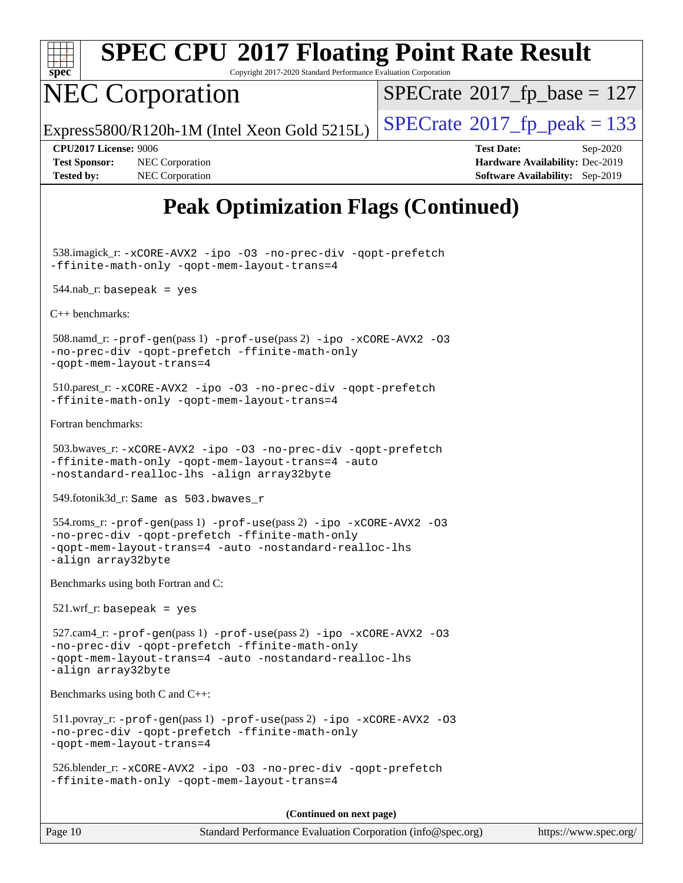# SPEC CPU 2017 Floating Point Rate Result

Copyright 2017-2020 Standard Performance Evaluation Corporation

# NEC Corporation

Express5800/R120h-1M (Intel Xeon Gold 5215L)

SPECrate 2017_fp_base = 127

SPECrate 2017_fp_peak = 133

**CPU2017 License:** 9006
**Test Sponsor:** NEC Corporation
**Tested by:** NEC Corporation

**Test Date:** Sep-2020
**Hardware Availability:** Dec-2019
**Software Availability:** Sep-2019

## Peak Optimization Flags (Continued)

538.imagick_r: `-xCORE-AVX2 -ipo -O3 -no-prec-div -qopt-prefetch -ffinite-math-only -qopt-mem-layout-trans=4`

544.nab_r: `basepeak = yes`

C++ benchmarks:

508.namd_r: `-prof-gen`(pass 1) `-prof-use`(pass 2) `-ipo -xCORE-AVX2 -O3 -no-prec-div -qopt-prefetch -ffinite-math-only -qopt-mem-layout-trans=4`

510.parest_r: `-xCORE-AVX2 -ipo -O3 -no-prec-div -qopt-prefetch -ffinite-math-only -qopt-mem-layout-trans=4`

Fortran benchmarks:

503.bwaves_r: `-xCORE-AVX2 -ipo -O3 -no-prec-div -qopt-prefetch -ffinite-math-only -qopt-mem-layout-trans=4 -auto -nostandard-realloc-lhs -align array32byte`

549.fotonik3d_r: `Same as 503.bwaves_r`

554.roms_r: `-prof-gen`(pass 1) `-prof-use`(pass 2) `-ipo -xCORE-AVX2 -O3 -no-prec-div -qopt-prefetch -ffinite-math-only -qopt-mem-layout-trans=4 -auto -nostandard-realloc-lhs -align array32byte`

Benchmarks using both Fortran and C:

521.wrf_r: `basepeak = yes`

527.cam4_r: `-prof-gen`(pass 1) `-prof-use`(pass 2) `-ipo -xCORE-AVX2 -O3 -no-prec-div -qopt-prefetch -ffinite-math-only -qopt-mem-layout-trans=4 -auto -nostandard-realloc-lhs -align array32byte`

Benchmarks using both C and C++:

511.povray_r: `-prof-gen`(pass 1) `-prof-use`(pass 2) `-ipo -xCORE-AVX2 -O3 -no-prec-div -qopt-prefetch -ffinite-math-only -qopt-mem-layout-trans=4`

526.blender_r: `-xCORE-AVX2 -ipo -O3 -no-prec-div -qopt-prefetch -ffinite-math-only -qopt-mem-layout-trans=4`

**(Continued on next page)**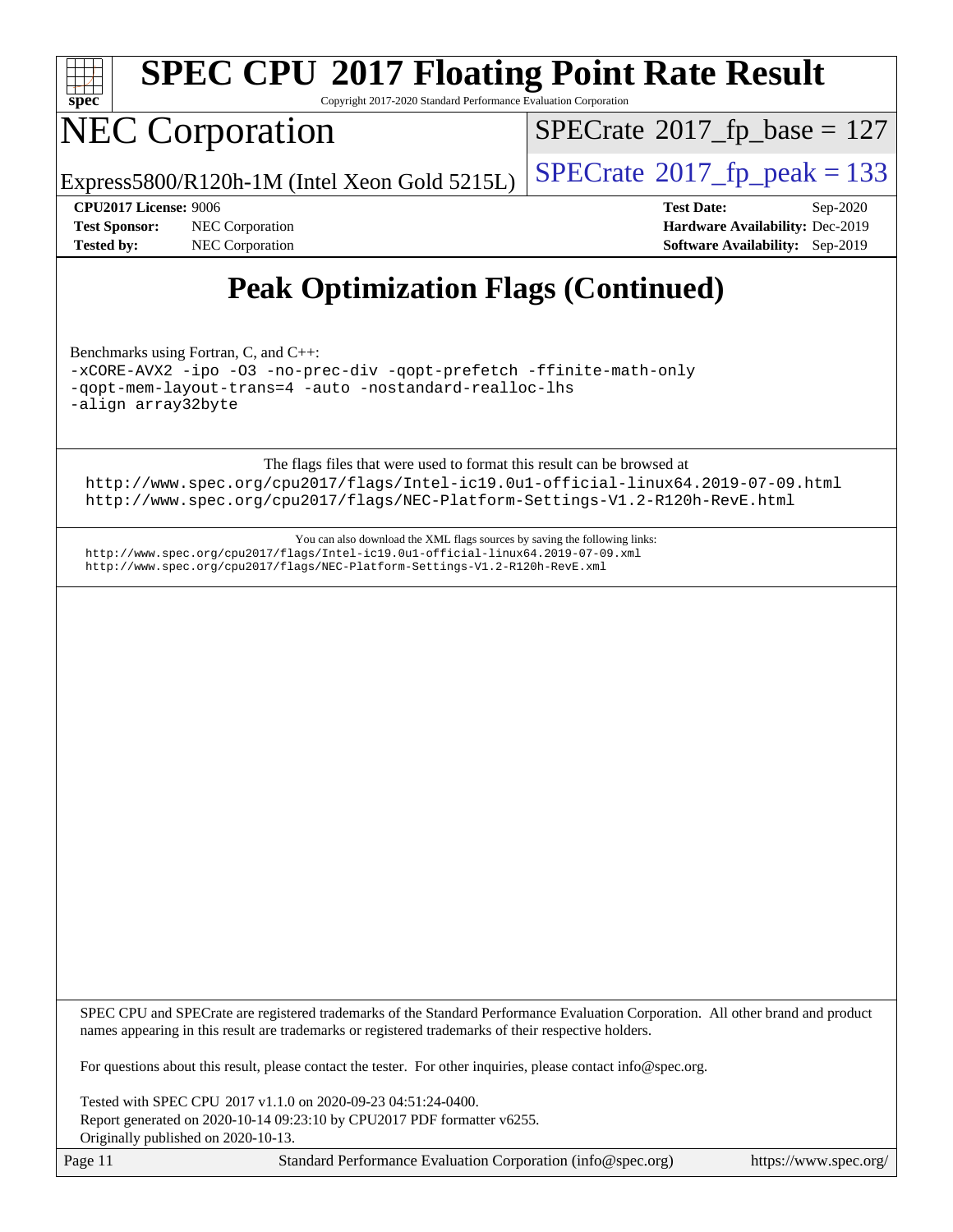# Peak Optimization Flags (Continued)

Benchmarks using Fortran, C, and C++:

```
-xCORE-AVX2 -ipo -O3 -no-prec-div -qopt-prefetch -ffinite-math-only
-qopt-mem-layout-trans=4 -auto -nostandard-realloc-lhs
-align array32byte
```

The flags files that were used to format this result can be browsed at

http://www.spec.org/cpu2017/flags/Intel-ic19.0u1-official-linux64.2019-07-09.html
http://www.spec.org/cpu2017/flags/NEC-Platform-Settings-V1.2-R120h-RevE.html

You can also download the XML flags sources by saving the following links:

http://www.spec.org/cpu2017/flags/Intel-ic19.0u1-official-linux64.2019-07-09.xml
http://www.spec.org/cpu2017/flags/NEC-Platform-Settings-V1.2-R120h-RevE.xml

SPEC CPU and SPECrate are registered trademarks of the Standard Performance Evaluation Corporation. All other brand and product names appearing in this result are trademarks or registered trademarks of their respective holders.

For questions about this result, please contact the tester. For other inquiries, please contact info@spec.org.

Tested with SPEC CPU 2017 v1.1.0 on 2020-09-23 04:51:24-0400.
Report generated on 2020-10-14 09:23:10 by CPU2017 PDF formatter v6255.
Originally published on 2020-10-13.